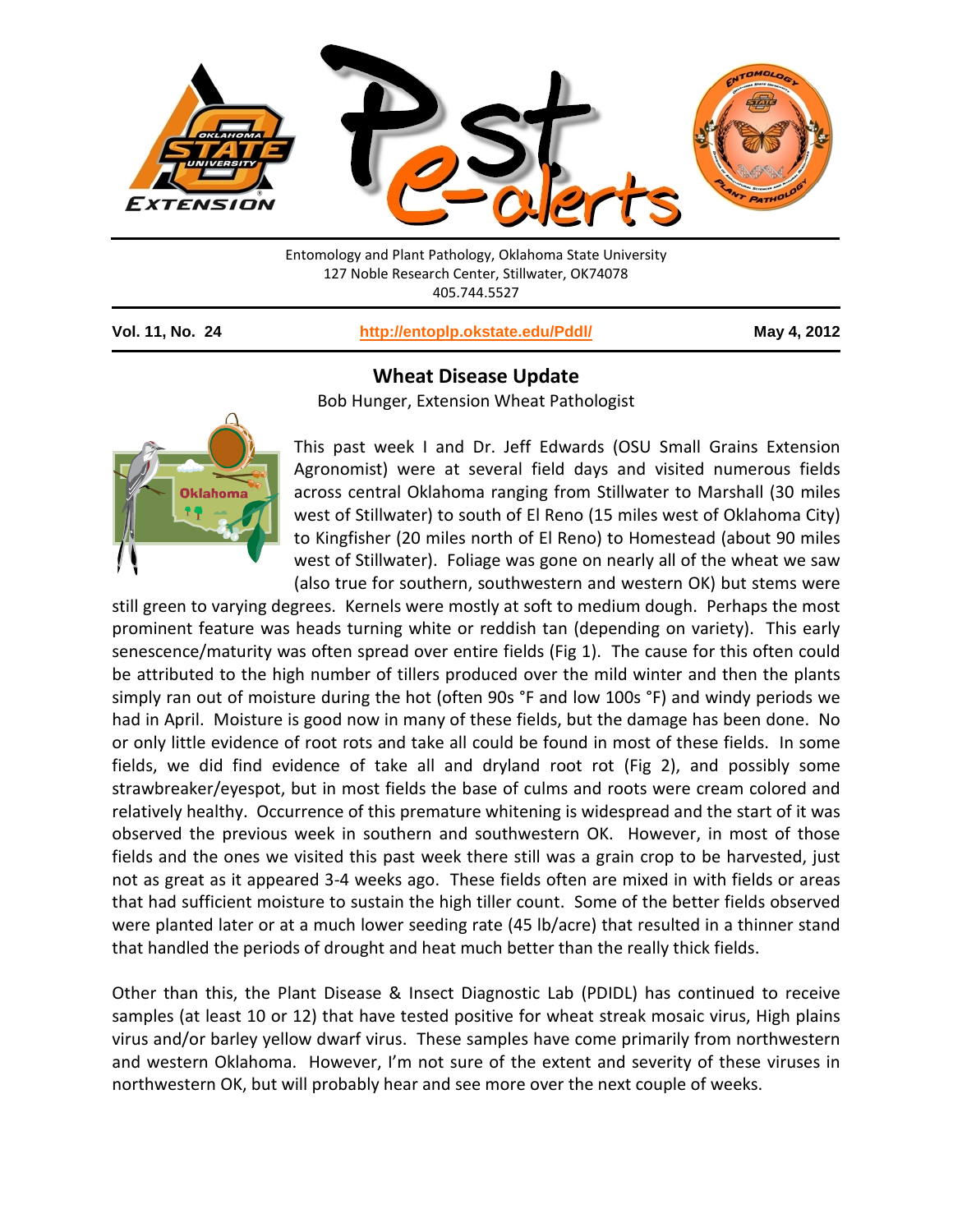Entomology and Plant Pathology, Oklahoma State University
127 Noble Research Center, Stillwater, OK74078
405.744.5527

**Vol. 11, No. 24** | **http://entoplp.okstate.edu/Pddl/** | **May 4, 2012**

## Wheat Disease Update

Bob Hunger, Extension Wheat Pathologist

This past week I and Dr. Jeff Edwards (OSU Small Grains Extension Agronomist) were at several field days and visited numerous fields across central Oklahoma ranging from Stillwater to Marshall (30 miles west of Stillwater) to south of El Reno (15 miles west of Oklahoma City) to Kingfisher (20 miles north of El Reno) to Homestead (about 90 miles west of Stillwater). Foliage was gone on nearly all of the wheat we saw (also true for southern, southwestern and western OK) but stems were still green to varying degrees. Kernels were mostly at soft to medium dough. Perhaps the most prominent feature was heads turning white or reddish tan (depending on variety). This early senescence/maturity was often spread over entire fields (Fig 1). The cause for this often could be attributed to the high number of tillers produced over the mild winter and then the plants simply ran out of moisture during the hot (often 90s °F and low 100s °F) and windy periods we had in April. Moisture is good now in many of these fields, but the damage has been done. No or only little evidence of root rots and take all could be found in most of these fields. In some fields, we did find evidence of take all and dryland root rot (Fig 2), and possibly some strawbreaker/eyespot, but in most fields the base of culms and roots were cream colored and relatively healthy. Occurrence of this premature whitening is widespread and the start of it was observed the previous week in southern and southwestern OK. However, in most of those fields and the ones we visited this past week there still was a grain crop to be harvested, just not as great as it appeared 3-4 weeks ago. These fields often are mixed in with fields or areas that had sufficient moisture to sustain the high tiller count. Some of the better fields observed were planted later or at a much lower seeding rate (45 lb/acre) that resulted in a thinner stand that handled the periods of drought and heat much better than the really thick fields.

Other than this, the Plant Disease & Insect Diagnostic Lab (PDIDL) has continued to receive samples (at least 10 or 12) that have tested positive for wheat streak mosaic virus, High plains virus and/or barley yellow dwarf virus. These samples have come primarily from northwestern and western Oklahoma. However, I'm not sure of the extent and severity of these viruses in northwestern OK, but will probably hear and see more over the next couple of weeks.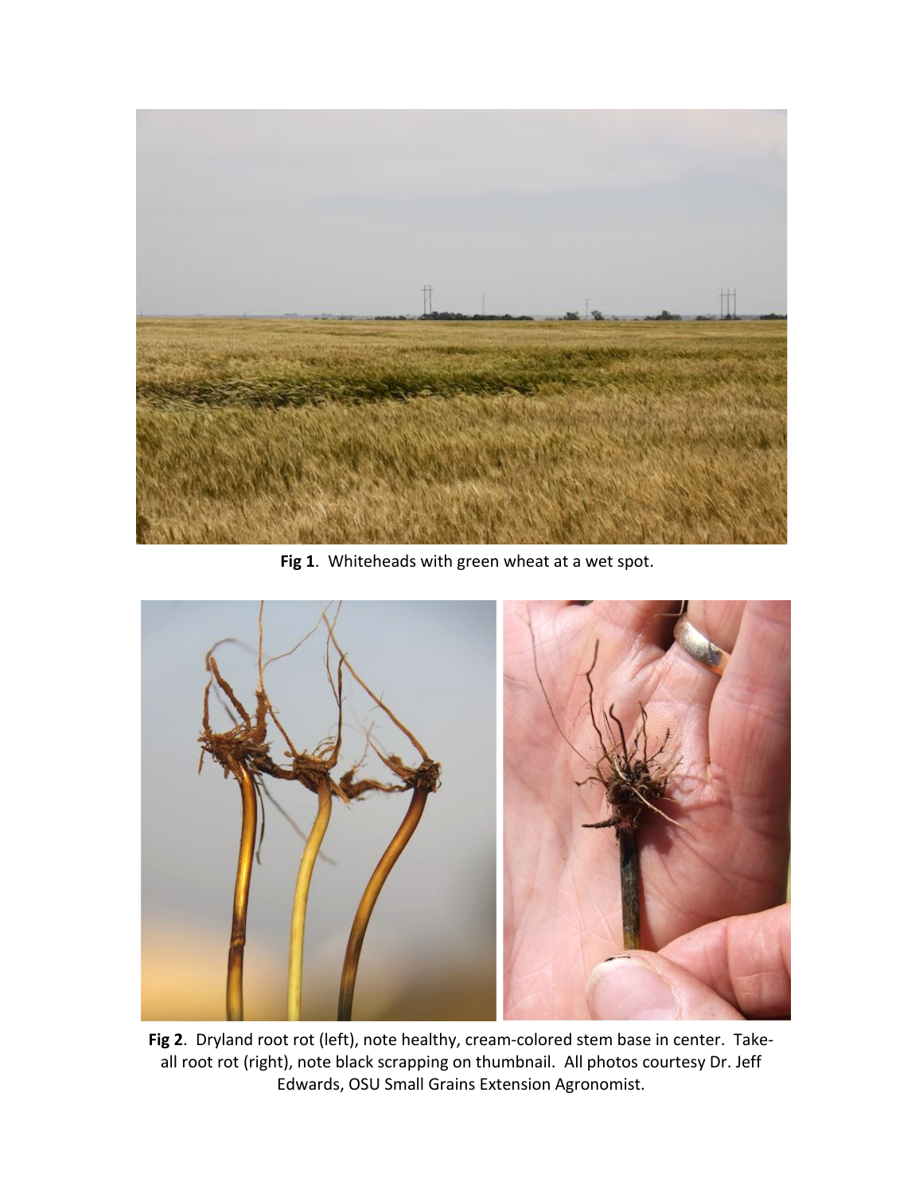**Fig 1**. Whiteheads with green wheat at a wet spot.

**Fig 2**. Dryland root rot (left), note healthy, cream-colored stem base in center. Take-all root rot (right), note black scrapping on thumbnail. All photos courtesy Dr. Jeff Edwards, OSU Small Grains Extension Agronomist.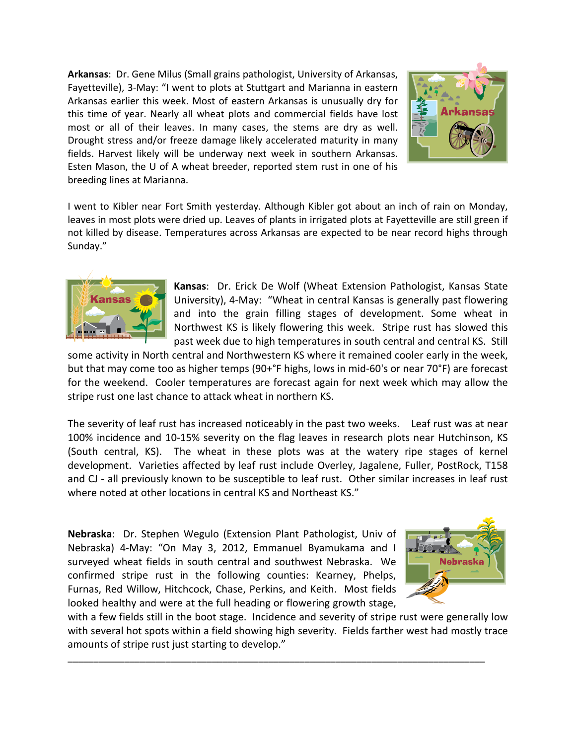**Arkansas**: Dr. Gene Milus (Small grains pathologist, University of Arkansas, Fayetteville), 3-May: "I went to plots at Stuttgart and Marianna in eastern Arkansas earlier this week. Most of eastern Arkansas is unusually dry for this time of year. Nearly all wheat plots and commercial fields have lost most or all of their leaves. In many cases, the stems are dry as well. Drought stress and/or freeze damage likely accelerated maturity in many fields. Harvest likely will be underway next week in southern Arkansas. Esten Mason, the U of A wheat breeder, reported stem rust in one of his breeding lines at Marianna.

I went to Kibler near Fort Smith yesterday. Although Kibler got about an inch of rain on Monday, leaves in most plots were dried up. Leaves of plants in irrigated plots at Fayetteville are still green if not killed by disease. Temperatures across Arkansas are expected to be near record highs through Sunday."

**Kansas**: Dr. Erick De Wolf (Wheat Extension Pathologist, Kansas State University), 4-May: "Wheat in central Kansas is generally past flowering and into the grain filling stages of development. Some wheat in Northwest KS is likely flowering this week. Stripe rust has slowed this past week due to high temperatures in south central and central KS. Still some activity in North central and Northwestern KS where it remained cooler early in the week, but that may come too as higher temps (90+°F highs, lows in mid-60's or near 70°F) are forecast for the weekend. Cooler temperatures are forecast again for next week which may allow the stripe rust one last chance to attack wheat in northern KS.

The severity of leaf rust has increased noticeably in the past two weeks. Leaf rust was at near 100% incidence and 10-15% severity on the flag leaves in research plots near Hutchinson, KS (South central, KS). The wheat in these plots was at the watery ripe stages of kernel development. Varieties affected by leaf rust include Overley, Jagalene, Fuller, PostRock, T158 and CJ - all previously known to be susceptible to leaf rust. Other similar increases in leaf rust where noted at other locations in central KS and Northeast KS."

**Nebraska**: Dr. Stephen Wegulo (Extension Plant Pathologist, Univ of Nebraska) 4-May: "On May 3, 2012, Emmanuel Byamukama and I surveyed wheat fields in south central and southwest Nebraska. We confirmed stripe rust in the following counties: Kearney, Phelps, Furnas, Red Willow, Hitchcock, Chase, Perkins, and Keith. Most fields looked healthy and were at the full heading or flowering growth stage, with a few fields still in the boot stage. Incidence and severity of stripe rust were generally low with several hot spots within a field showing high severity. Fields farther west had mostly trace amounts of stripe rust just starting to develop."

---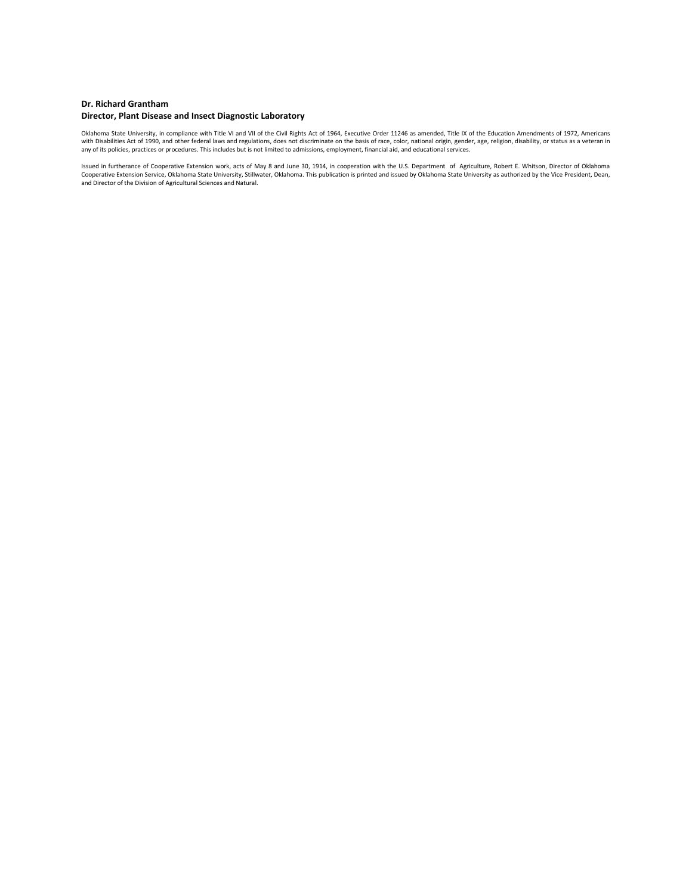**Dr. Richard Grantham**
**Director, Plant Disease and Insect Diagnostic Laboratory**

Oklahoma State University, in compliance with Title VI and VII of the Civil Rights Act of 1964, Executive Order 11246 as amended, Title IX of the Education Amendments of 1972, Americans with Disabilities Act of 1990, and other federal laws and regulations, does not discriminate on the basis of race, color, national origin, gender, age, religion, disability, or status as a veteran in any of its policies, practices or procedures. This includes but is not limited to admissions, employment, financial aid, and educational services.

Issued in furtherance of Cooperative Extension work, acts of May 8 and June 30, 1914, in cooperation with the U.S. Department of Agriculture, Robert E. Whitson, Director of Oklahoma Cooperative Extension Service, Oklahoma State University, Stillwater, Oklahoma. This publication is printed and issued by Oklahoma State University as authorized by the Vice President, Dean, and Director of the Division of Agricultural Sciences and Natural.